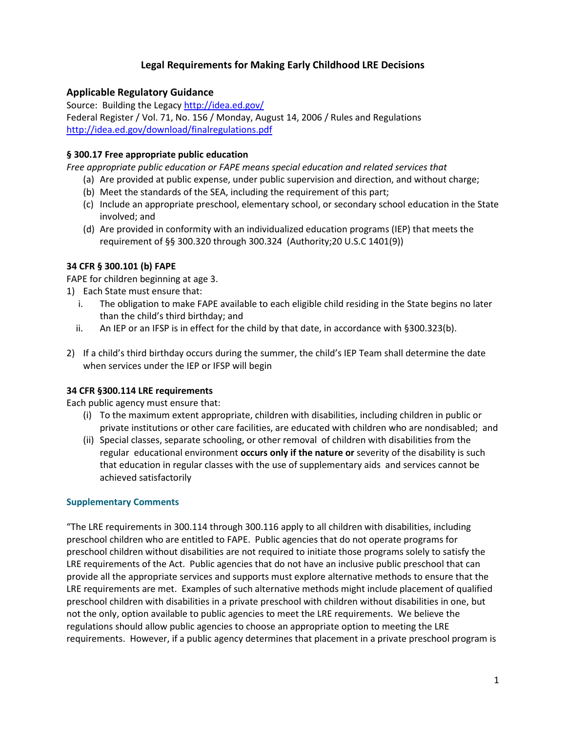# Legal Requirements for Making Early Childhood LRE Decisions

## Applicable Regulatory Guidance

Source: Building the Legacy http://idea.ed.gov/
Federal Register / Vol. 71, No. 156 / Monday, August 14, 2006 / Rules and Regulations
http://idea.ed.gov/download/finalregulations.pdf

### § 300.17 Free appropriate public education

*Free appropriate public education or FAPE means special education and related services that*

(a) Are provided at public expense, under public supervision and direction, and without charge;
(b) Meet the standards of the SEA, including the requirement of this part;
(c) Include an appropriate preschool, elementary school, or secondary school education in the State involved; and
(d) Are provided in conformity with an individualized education programs (IEP) that meets the requirement of §§ 300.320 through 300.324 (Authority;20 U.S.C 1401(9))

### 34 CFR § 300.101 (b) FAPE

FAPE for children beginning at age 3.

1) Each State must ensure that:
   i. The obligation to make FAPE available to each eligible child residing in the State begins no later than the child's third birthday; and
   ii. An IEP or an IFSP is in effect for the child by that date, in accordance with §300.323(b).

2) If a child's third birthday occurs during the summer, the child's IEP Team shall determine the date when services under the IEP or IFSP will begin

### 34 CFR §300.114 LRE requirements

Each public agency must ensure that:

(i) To the maximum extent appropriate, children with disabilities, including children in public or private institutions or other care facilities, are educated with children who are nondisabled; and
(ii) Special classes, separate schooling, or other removal of children with disabilities from the regular educational environment **occurs only if the nature or** severity of the disability is such that education in regular classes with the use of supplementary aids and services cannot be achieved satisfactorily

#### Supplementary Comments

"The LRE requirements in 300.114 through 300.116 apply to all children with disabilities, including preschool children who are entitled to FAPE. Public agencies that do not operate programs for preschool children without disabilities are not required to initiate those programs solely to satisfy the LRE requirements of the Act. Public agencies that do not have an inclusive public preschool that can provide all the appropriate services and supports must explore alternative methods to ensure that the LRE requirements are met. Examples of such alternative methods might include placement of qualified preschool children with disabilities in a private preschool with children without disabilities in one, but not the only, option available to public agencies to meet the LRE requirements. We believe the regulations should allow public agencies to choose an appropriate option to meeting the LRE requirements. However, if a public agency determines that placement in a private preschool program is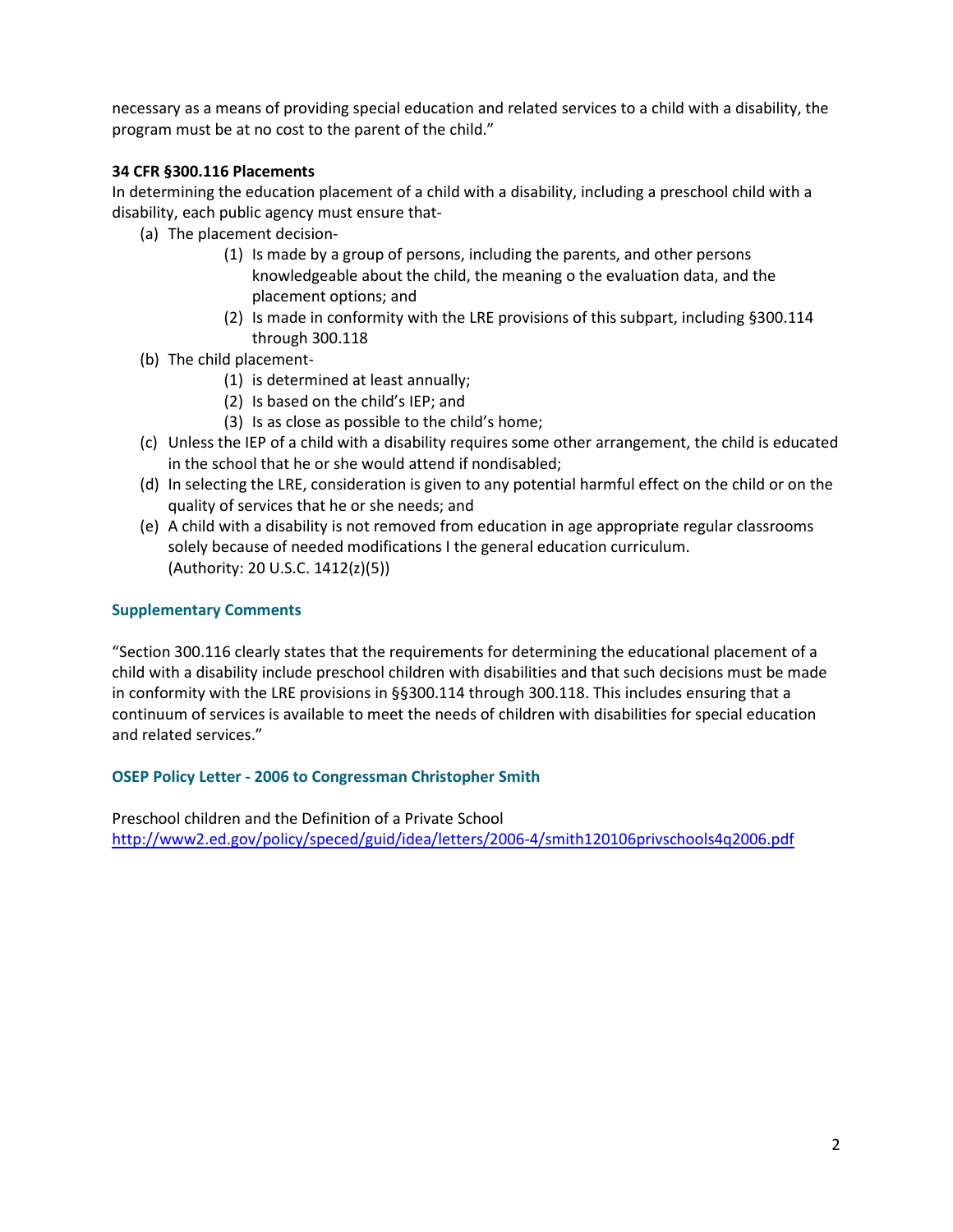necessary as a means of providing special education and related services to a child with a disability, the program must be at no cost to the parent of the child."

**34 CFR §300.116 Placements**

In determining the education placement of a child with a disability, including a preschool child with a disability, each public agency must ensure that-

(a) The placement decision-
   (1) Is made by a group of persons, including the parents, and other persons knowledgeable about the child, the meaning o the evaluation data, and the placement options; and
   (2) Is made in conformity with the LRE provisions of this subpart, including §300.114 through 300.118

(b) The child placement-
   (1) is determined at least annually;
   (2) Is based on the child's IEP; and
   (3) Is as close as possible to the child's home;

(c) Unless the IEP of a child with a disability requires some other arrangement, the child is educated in the school that he or she would attend if nondisabled;

(d) In selecting the LRE, consideration is given to any potential harmful effect on the child or on the quality of services that he or she needs; and

(e) A child with a disability is not removed from education in age appropriate regular classrooms solely because of needed modifications I the general education curriculum.
(Authority: 20 U.S.C. 1412(z)(5))

### Supplementary Comments

"Section 300.116 clearly states that the requirements for determining the educational placement of a child with a disability include preschool children with disabilities and that such decisions must be made in conformity with the LRE provisions in §§300.114 through 300.118. This includes ensuring that a continuum of services is available to meet the needs of children with disabilities for special education and related services."

### OSEP Policy Letter - 2006 to Congressman Christopher Smith

Preschool children and the Definition of a Private School
http://www2.ed.gov/policy/speced/guid/idea/letters/2006-4/smith120106privschools4q2006.pdf